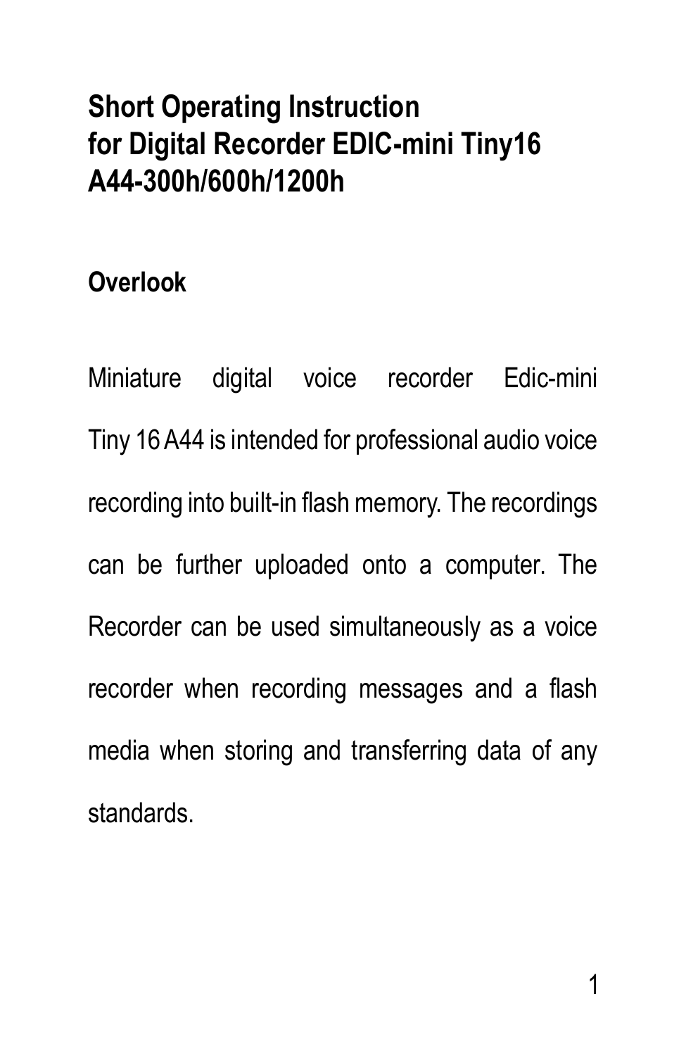# Short Operating Instruction for Digital Recorder EDIC-mini Tiny16 A44-300h/600h/1200h

## Overlook

Miniature digital voice recorder Edic-mini Tiny 16 A44 is intended for professional audio voice recording into built-in flash memory. The recordings can be further uploaded onto a computer. The Recorder can be used simultaneously as a voice recorder when recording messages and a flash media when storing and transferring data of any standards.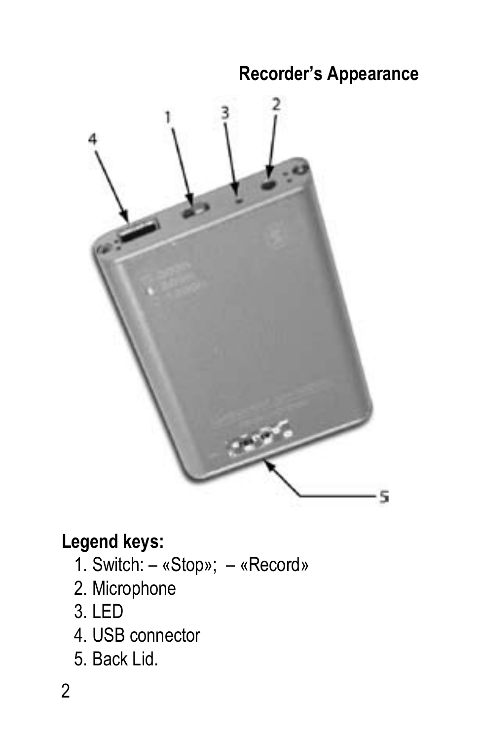## Recorder's Appearance

**Legend keys:**

1. Switch: – «Stop»; – «Record»
2. Microphone
3. LED
4. USB connector
5. Back Lid.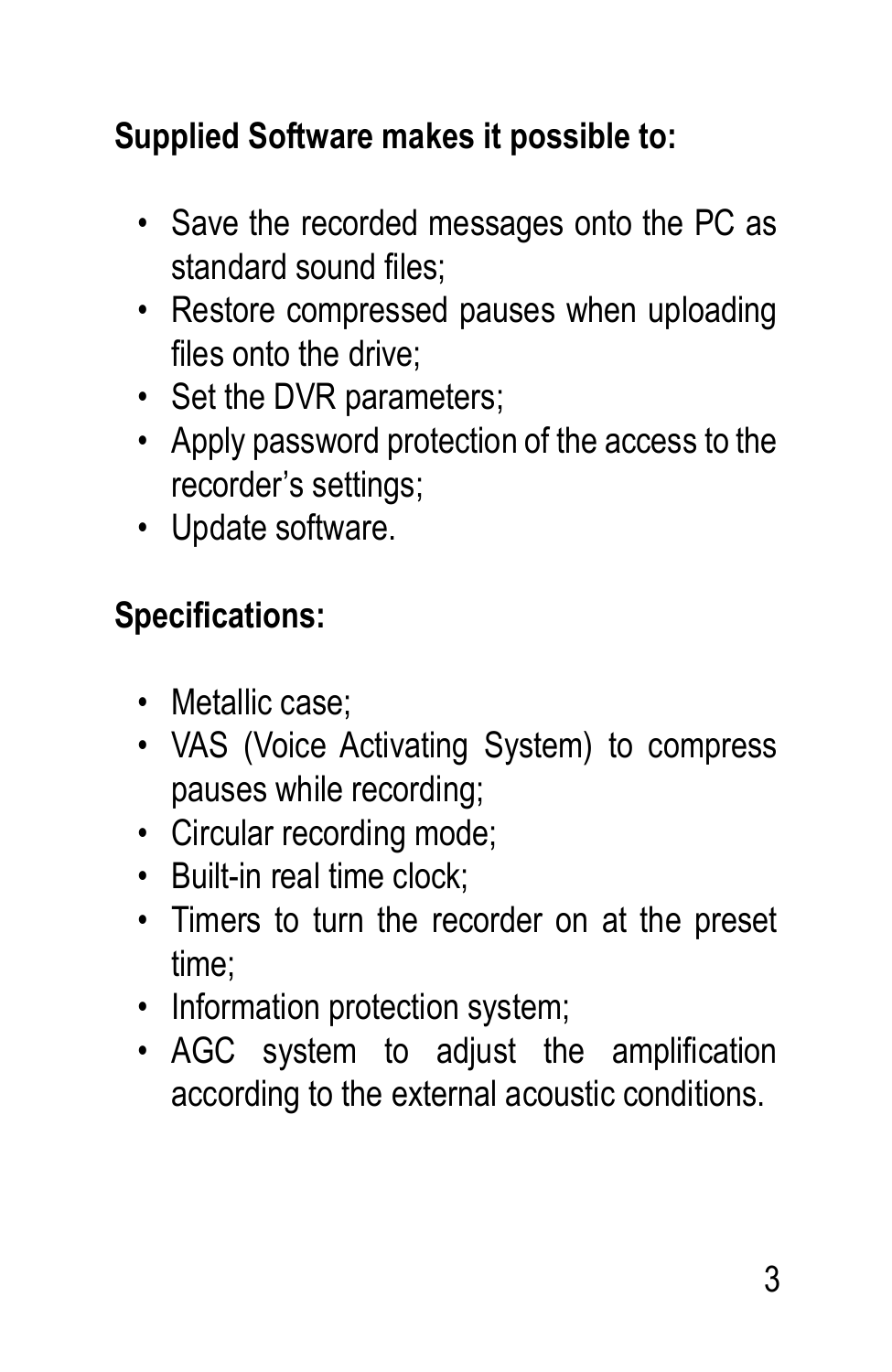**Supplied Software makes it possible to:**

- Save the recorded messages onto the PC as standard sound files;
- Restore compressed pauses when uploading files onto the drive;
- Set the DVR parameters;
- Apply password protection of the access to the recorder’s settings;
- Update software.

**Specifications:**

- Metallic case;
- VAS (Voice Activating System) to compress pauses while recording;
- Circular recording mode;
- Built-in real time clock;
- Timers to turn the recorder on at the preset time;
- Information protection system;
- AGC system to adjust the amplification according to the external acoustic conditions.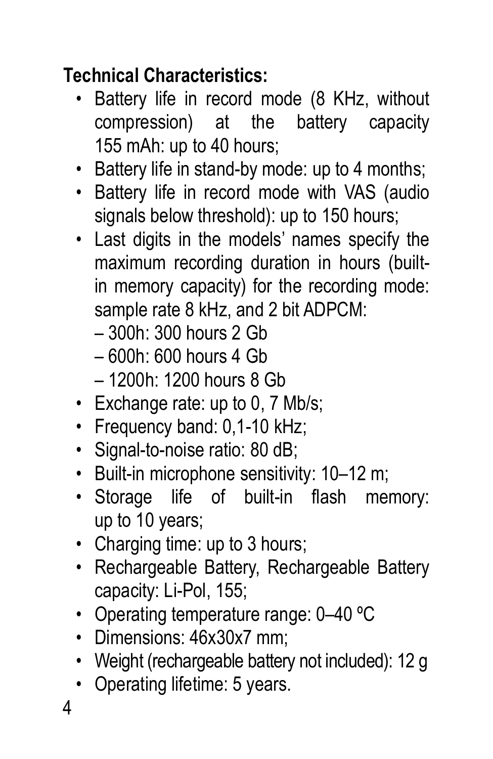**Technical Characteristics:**

- Battery life in record mode (8 KHz, without compression) at the battery capacity 155 mAh: up to 40 hours;
- Battery life in stand-by mode: up to 4 months;
- Battery life in record mode with VAS (audio signals below threshold): up to 150 hours;
- Last digits in the models' names specify the maximum recording duration in hours (built-in memory capacity) for the recording mode: sample rate 8 kHz, and 2 bit ADPCM:
  – 300h: 300 hours 2 Gb
  – 600h: 600 hours 4 Gb
  – 1200h: 1200 hours 8 Gb
- Exchange rate: up to 0, 7 Mb/s;
- Frequency band: 0,1-10 kHz;
- Signal-to-noise ratio: 80 dB;
- Built-in microphone sensitivity: 10–12 m;
- Storage life of built-in flash memory: up to 10 years;
- Charging time: up to 3 hours;
- Rechargeable Battery, Rechargeable Battery capacity: Li-Pol, 155;
- Operating temperature range: 0–40 ºC
- Dimensions: 46x30x7 mm;
- Weight (rechargeable battery not included): 12 g
- Operating lifetime: 5 years.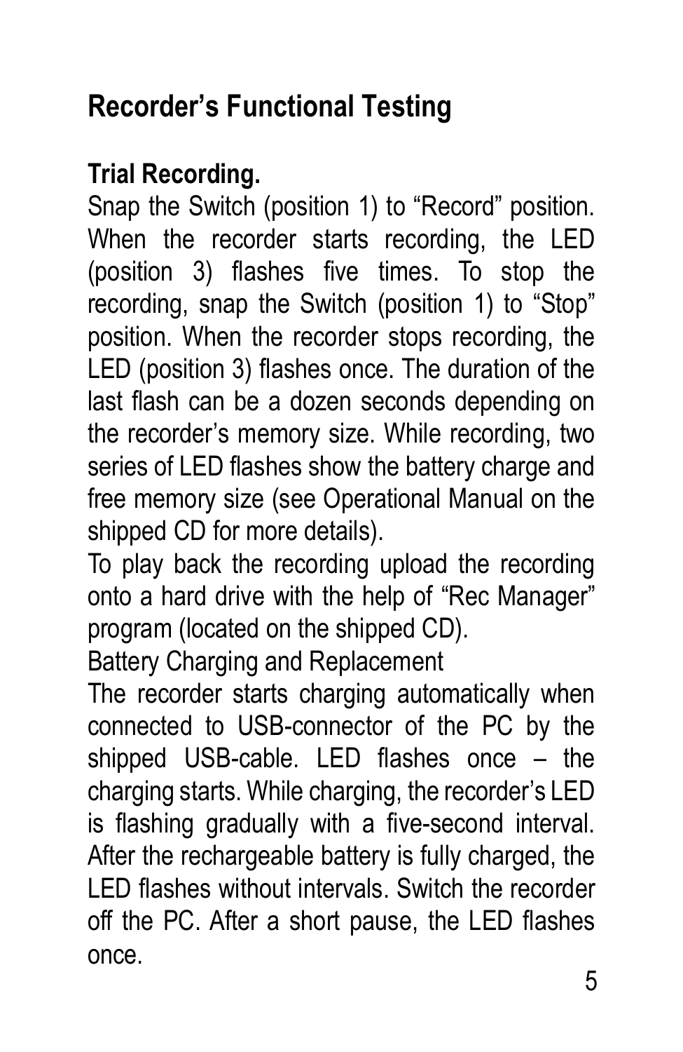## Recorder's Functional Testing

**Trial Recording.**

Snap the Switch (position 1) to "Record" position. When the recorder starts recording, the LED (position 3) flashes five times. To stop the recording, snap the Switch (position 1) to "Stop" position. When the recorder stops recording, the LED (position 3) flashes once. The duration of the last flash can be a dozen seconds depending on the recorder's memory size. While recording, two series of LED flashes show the battery charge and free memory size (see Operational Manual on the shipped CD for more details).

To play back the recording upload the recording onto a hard drive with the help of "Rec Manager" program (located on the shipped CD).

Battery Charging and Replacement

The recorder starts charging automatically when connected to USB-connector of the PC by the shipped USB-cable. LED flashes once – the charging starts. While charging, the recorder's LED is flashing gradually with a five-second interval. After the rechargeable battery is fully charged, the LED flashes without intervals. Switch the recorder off the PC. After a short pause, the LED flashes once.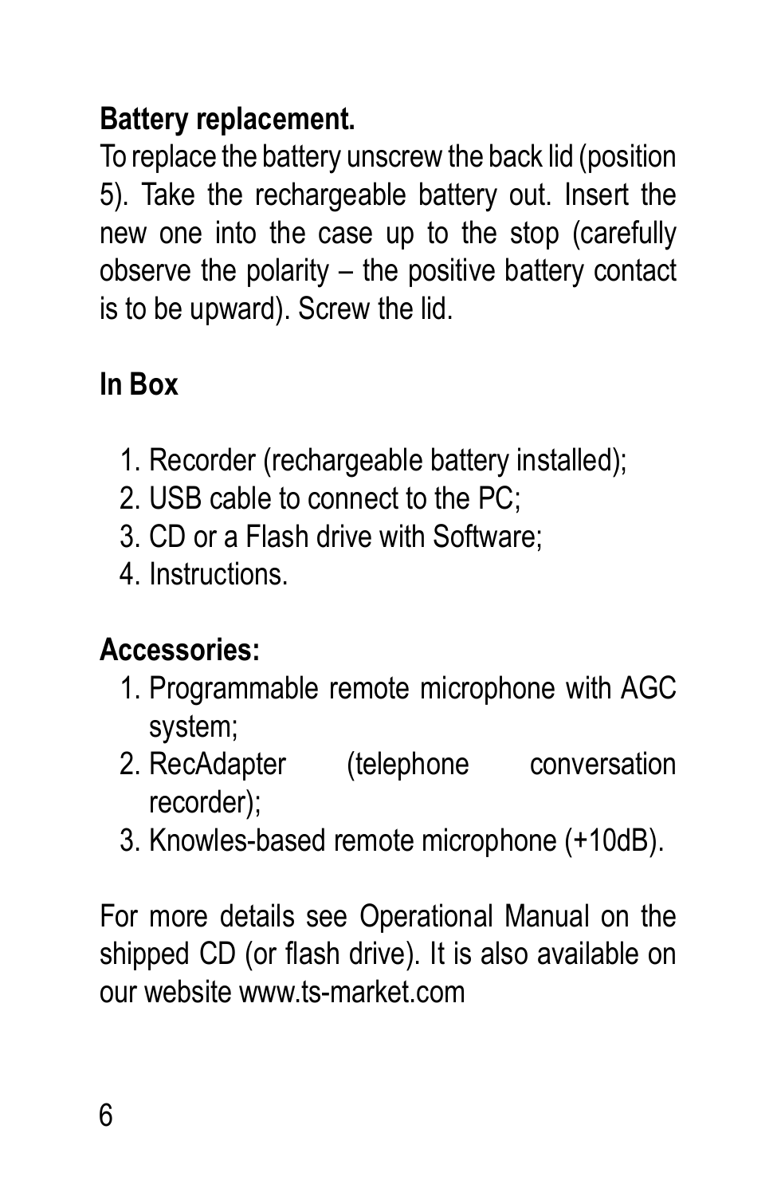**Battery replacement.**

To replace the battery unscrew the back lid (position 5). Take the rechargeable battery out. Insert the new one into the case up to the stop (carefully observe the polarity – the positive battery contact is to be upward). Screw the lid.

**In Box**

1. Recorder (rechargeable battery installed);
2. USB cable to connect to the PC;
3. CD or a Flash drive with Software;
4. Instructions.

**Accessories:**

1. Programmable remote microphone with AGC system;
2. RecAdapter (telephone conversation recorder);
3. Knowles-based remote microphone (+10dB).

For more details see Operational Manual on the shipped CD (or flash drive). It is also available on our website www.ts-market.com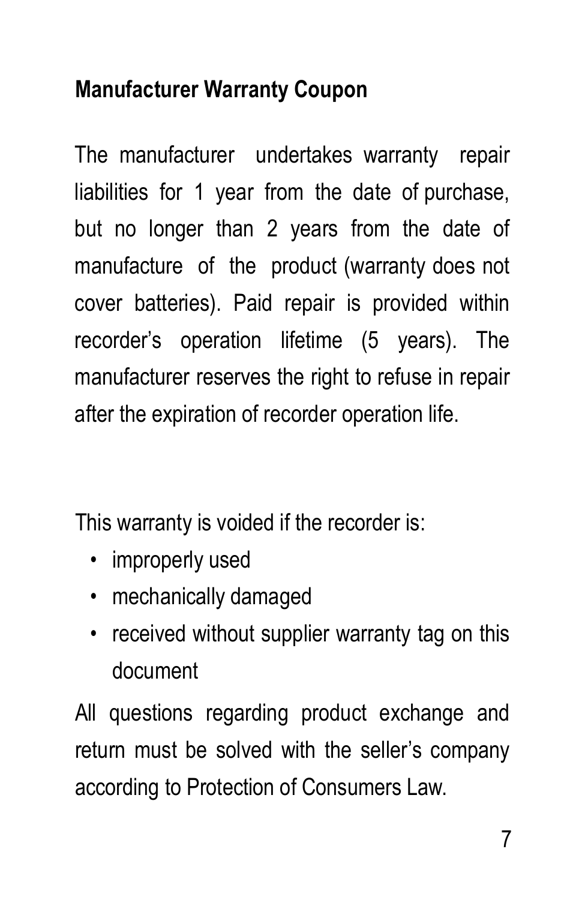## Manufacturer Warranty Coupon

The manufacturer undertakes warranty repair liabilities for 1 year from the date of purchase, but no longer than 2 years from the date of manufacture of the product (warranty does not cover batteries). Paid repair is provided within recorder's operation lifetime (5 years). The manufacturer reserves the right to refuse in repair after the expiration of recorder operation life.

This warranty is voided if the recorder is:

- improperly used
- mechanically damaged
- received without supplier warranty tag on this document

All questions regarding product exchange and return must be solved with the seller's company according to Protection of Consumers Law.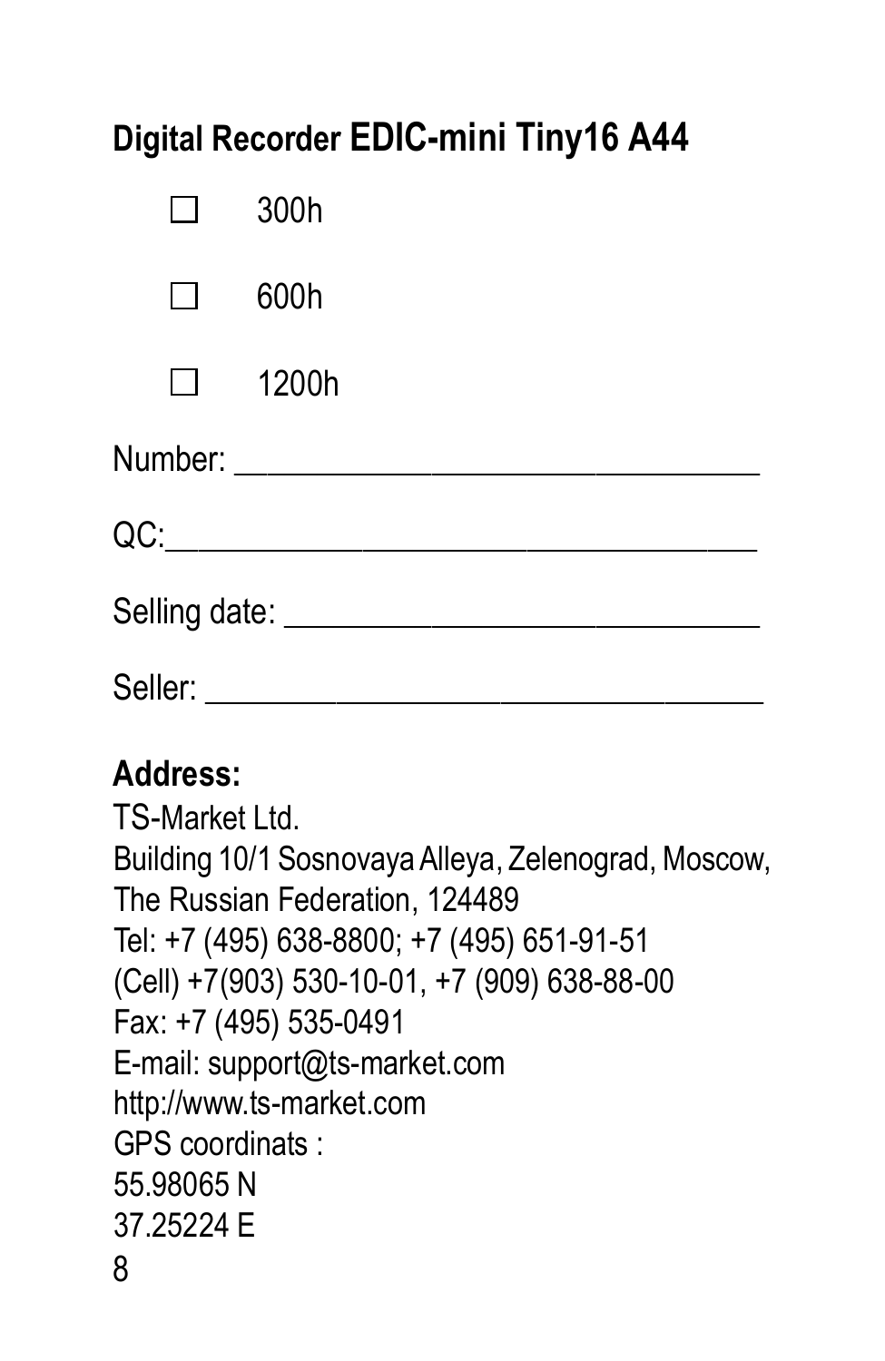## Digital Recorder EDIC-mini Tiny16 A44

☐ 300h

☐ 600h

☐ 1200h

Number: ________________________________

QC:____________________________________

Selling date: _____________________________

Seller: __________________________________

**Address:**

TS-Market Ltd.
Building 10/1 Sosnovaya Alleya, Zelenograd, Moscow, The Russian Federation, 124489
Tel: +7 (495) 638-8800; +7 (495) 651-91-51
(Cell) +7(903) 530-10-01, +7 (909) 638-88-00
Fax: +7 (495) 535-0491
E-mail: support@ts-market.com
http://www.ts-market.com
GPS coordinats :
55.98065 N
37.25224 E